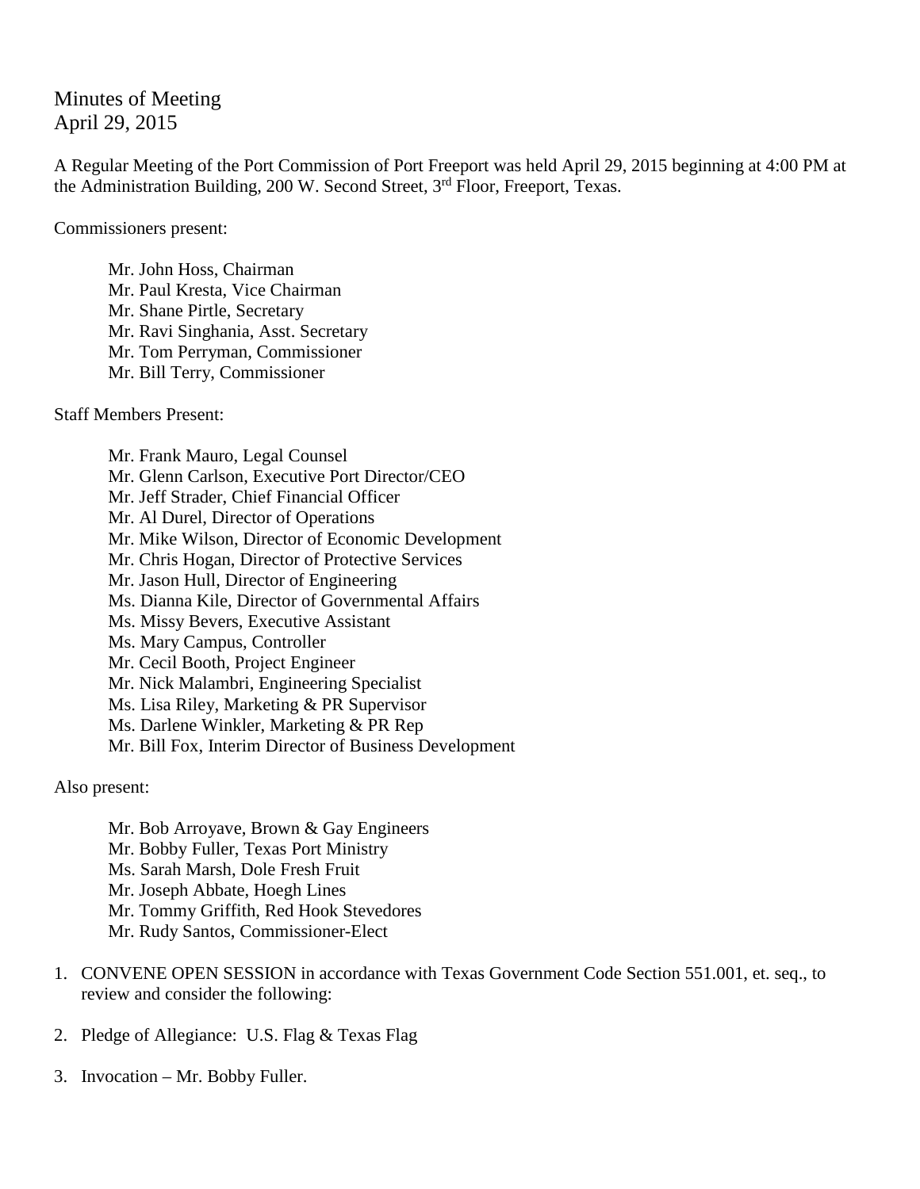# Minutes of Meeting
April 29, 2015

A Regular Meeting of the Port Commission of Port Freeport was held April 29, 2015 beginning at 4:00 PM at the Administration Building, 200 W. Second Street, 3rd Floor, Freeport, Texas.

Commissioners present:

- Mr. John Hoss, Chairman
- Mr. Paul Kresta, Vice Chairman
- Mr. Shane Pirtle, Secretary
- Mr. Ravi Singhania, Asst. Secretary
- Mr. Tom Perryman, Commissioner
- Mr. Bill Terry, Commissioner

Staff Members Present:

- Mr. Frank Mauro, Legal Counsel
- Mr. Glenn Carlson, Executive Port Director/CEO
- Mr. Jeff Strader, Chief Financial Officer
- Mr. Al Durel, Director of Operations
- Mr. Mike Wilson, Director of Economic Development
- Mr. Chris Hogan, Director of Protective Services
- Mr. Jason Hull, Director of Engineering
- Ms. Dianna Kile, Director of Governmental Affairs
- Ms. Missy Bevers, Executive Assistant
- Ms. Mary Campus, Controller
- Mr. Cecil Booth, Project Engineer
- Mr. Nick Malambri, Engineering Specialist
- Ms. Lisa Riley, Marketing & PR Supervisor
- Ms. Darlene Winkler, Marketing & PR Rep
- Mr. Bill Fox, Interim Director of Business Development

Also present:

- Mr. Bob Arroyave, Brown & Gay Engineers
- Mr. Bobby Fuller, Texas Port Ministry
- Ms. Sarah Marsh, Dole Fresh Fruit
- Mr. Joseph Abbate, Hoegh Lines
- Mr. Tommy Griffith, Red Hook Stevedores
- Mr. Rudy Santos, Commissioner-Elect

1. CONVENE OPEN SESSION in accordance with Texas Government Code Section 551.001, et. seq., to review and consider the following:

2. Pledge of Allegiance: U.S. Flag & Texas Flag

3. Invocation – Mr. Bobby Fuller.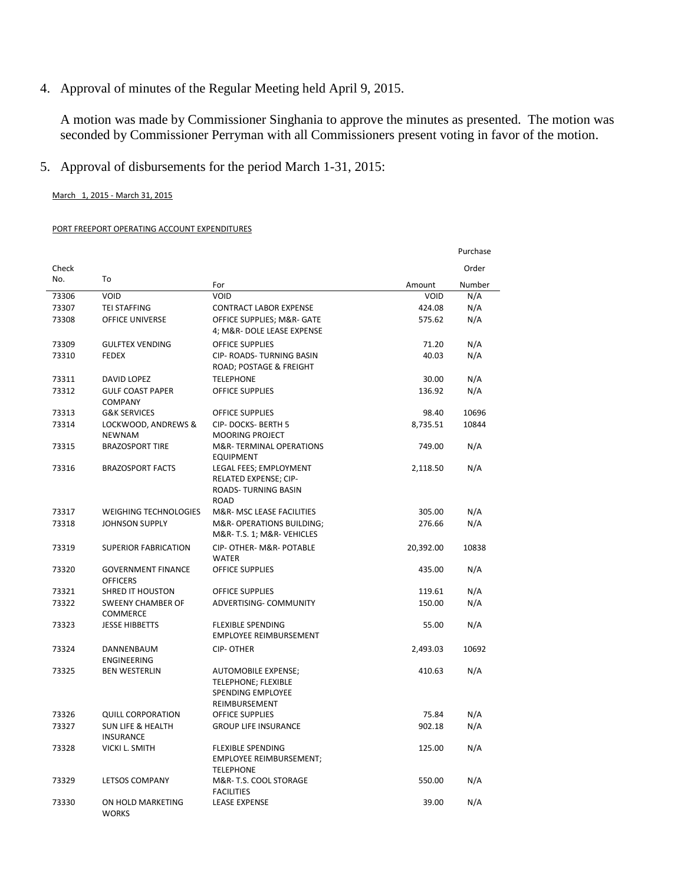4. Approval of minutes of the Regular Meeting held April 9, 2015.

   A motion was made by Commissioner Singhania to approve the minutes as presented. The motion was seconded by Commissioner Perryman with all Commissioners present voting in favor of the motion.

5. Approval of disbursements for the period March 1-31, 2015:

March 1, 2015 - March 31, 2015

PORT FREEPORT OPERATING ACCOUNT EXPENDITURES

| Check No. | To | For | Amount | Purchase Order Number |
|---|---|---|---|---|
| 73306 | VOID | VOID | VOID | N/A |
| 73307 | TEI STAFFING | CONTRACT LABOR EXPENSE | 424.08 | N/A |
| 73308 | OFFICE UNIVERSE | OFFICE SUPPLIES; M&R- GATE 4; M&R- DOLE LEASE EXPENSE | 575.62 | N/A |
| 73309 | GULFTEX VENDING | OFFICE SUPPLIES | 71.20 | N/A |
| 73310 | FEDEX | CIP- ROADS- TURNING BASIN ROAD; POSTAGE & FREIGHT | 40.03 | N/A |
| 73311 | DAVID LOPEZ | TELEPHONE | 30.00 | N/A |
| 73312 | GULF COAST PAPER COMPANY | OFFICE SUPPLIES | 136.92 | N/A |
| 73313 | G&K SERVICES | OFFICE SUPPLIES | 98.40 | 10696 |
| 73314 | LOCKWOOD, ANDREWS & NEWNAM | CIP- DOCKS- BERTH 5 MOORING PROJECT | 8,735.51 | 10844 |
| 73315 | BRAZOSPORT TIRE | M&R- TERMINAL OPERATIONS EQUIPMENT | 749.00 | N/A |
| 73316 | BRAZOSPORT FACTS | LEGAL FEES; EMPLOYMENT RELATED EXPENSE; CIP- ROADS- TURNING BASIN ROAD | 2,118.50 | N/A |
| 73317 | WEIGHING TECHNOLOGIES | M&R- MSC LEASE FACILITIES | 305.00 | N/A |
| 73318 | JOHNSON SUPPLY | M&R- OPERATIONS BUILDING; M&R- T.S. 1; M&R- VEHICLES | 276.66 | N/A |
| 73319 | SUPERIOR FABRICATION | CIP- OTHER- M&R- POTABLE WATER | 20,392.00 | 10838 |
| 73320 | GOVERNMENT FINANCE OFFICERS | OFFICE SUPPLIES | 435.00 | N/A |
| 73321 | SHRED IT HOUSTON | OFFICE SUPPLIES | 119.61 | N/A |
| 73322 | SWEENY CHAMBER OF COMMERCE | ADVERTISING- COMMUNITY | 150.00 | N/A |
| 73323 | JESSE HIBBETTS | FLEXIBLE SPENDING EMPLOYEE REIMBURSEMENT | 55.00 | N/A |
| 73324 | DANNENBAUM ENGINEERING | CIP- OTHER | 2,493.03 | 10692 |
| 73325 | BEN WESTERLIN | AUTOMOBILE EXPENSE; TELEPHONE; FLEXIBLE SPENDING EMPLOYEE REIMBURSEMENT | 410.63 | N/A |
| 73326 | QUILL CORPORATION | OFFICE SUPPLIES | 75.84 | N/A |
| 73327 | SUN LIFE & HEALTH INSURANCE | GROUP LIFE INSURANCE | 902.18 | N/A |
| 73328 | VICKI L. SMITH | FLEXIBLE SPENDING EMPLOYEE REIMBURSEMENT; TELEPHONE | 125.00 | N/A |
| 73329 | LETSOS COMPANY | M&R- T.S. COOL STORAGE FACILITIES | 550.00 | N/A |
| 73330 | ON HOLD MARKETING WORKS | LEASE EXPENSE | 39.00 | N/A |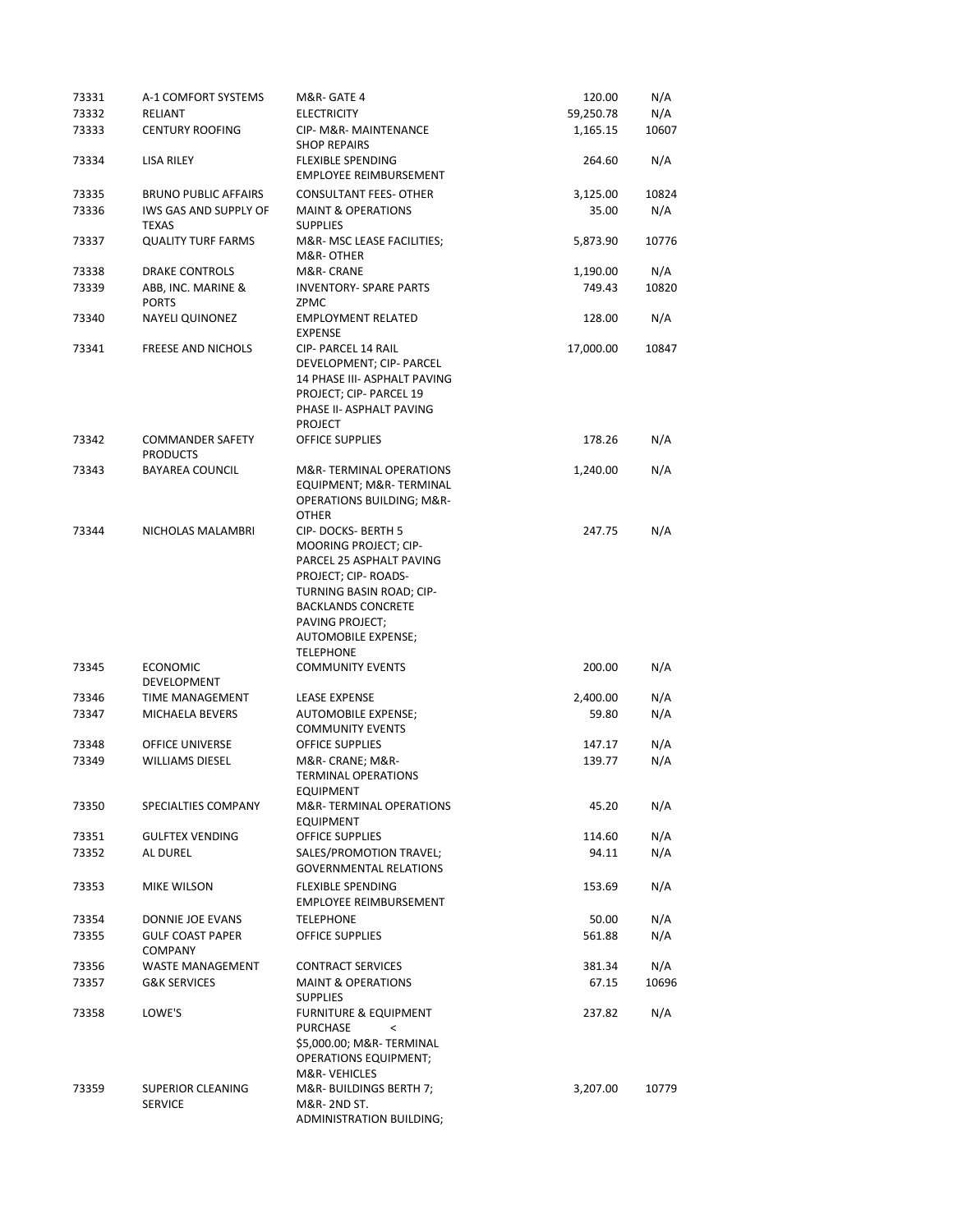| | | | | |
|---|---|---|---|---|
| 73331 | A-1 COMFORT SYSTEMS | M&R- GATE 4 | 120.00 | N/A |
| 73332 | RELIANT | ELECTRICITY | 59,250.78 | N/A |
| 73333 | CENTURY ROOFING | CIP- M&R- MAINTENANCE SHOP REPAIRS | 1,165.15 | 10607 |
| 73334 | LISA RILEY | FLEXIBLE SPENDING EMPLOYEE REIMBURSEMENT | 264.60 | N/A |
| 73335 | BRUNO PUBLIC AFFAIRS | CONSULTANT FEES- OTHER | 3,125.00 | 10824 |
| 73336 | IWS GAS AND SUPPLY OF TEXAS | MAINT & OPERATIONS SUPPLIES | 35.00 | N/A |
| 73337 | QUALITY TURF FARMS | M&R- MSC LEASE FACILITIES; M&R- OTHER | 5,873.90 | 10776 |
| 73338 | DRAKE CONTROLS | M&R- CRANE | 1,190.00 | N/A |
| 73339 | ABB, INC. MARINE & PORTS | INVENTORY- SPARE PARTS ZPMC | 749.43 | 10820 |
| 73340 | NAYELI QUINONEZ | EMPLOYMENT RELATED EXPENSE | 128.00 | N/A |
| 73341 | FREESE AND NICHOLS | CIP- PARCEL 14 RAIL DEVELOPMENT; CIP- PARCEL 14 PHASE III- ASPHALT PAVING PROJECT; CIP- PARCEL 19 PHASE II- ASPHALT PAVING PROJECT | 17,000.00 | 10847 |
| 73342 | COMMANDER SAFETY PRODUCTS | OFFICE SUPPLIES | 178.26 | N/A |
| 73343 | BAYAREA COUNCIL | M&R- TERMINAL OPERATIONS EQUIPMENT; M&R- TERMINAL OPERATIONS BUILDING; M&R- OTHER | 1,240.00 | N/A |
| 73344 | NICHOLAS MALAMBRI | CIP- DOCKS- BERTH 5 MOORING PROJECT; CIP- PARCEL 25 ASPHALT PAVING PROJECT; CIP- ROADS- TURNING BASIN ROAD; CIP- BACKLANDS CONCRETE PAVING PROJECT; AUTOMOBILE EXPENSE; TELEPHONE | 247.75 | N/A |
| 73345 | ECONOMIC DEVELOPMENT | COMMUNITY EVENTS | 200.00 | N/A |
| 73346 | TIME MANAGEMENT | LEASE EXPENSE | 2,400.00 | N/A |
| 73347 | MICHAELA BEVERS | AUTOMOBILE EXPENSE; COMMUNITY EVENTS | 59.80 | N/A |
| 73348 | OFFICE UNIVERSE | OFFICE SUPPLIES | 147.17 | N/A |
| 73349 | WILLIAMS DIESEL | M&R- CRANE; M&R- TERMINAL OPERATIONS EQUIPMENT | 139.77 | N/A |
| 73350 | SPECIALTIES COMPANY | M&R- TERMINAL OPERATIONS EQUIPMENT | 45.20 | N/A |
| 73351 | GULFTEX VENDING | OFFICE SUPPLIES | 114.60 | N/A |
| 73352 | AL DUREL | SALES/PROMOTION TRAVEL; GOVERNMENTAL RELATIONS | 94.11 | N/A |
| 73353 | MIKE WILSON | FLEXIBLE SPENDING EMPLOYEE REIMBURSEMENT | 153.69 | N/A |
| 73354 | DONNIE JOE EVANS | TELEPHONE | 50.00 | N/A |
| 73355 | GULF COAST PAPER COMPANY | OFFICE SUPPLIES | 561.88 | N/A |
| 73356 | WASTE MANAGEMENT | CONTRACT SERVICES | 381.34 | N/A |
| 73357 | G&K SERVICES | MAINT & OPERATIONS SUPPLIES | 67.15 | 10696 |
| 73358 | LOWE'S | FURNITURE & EQUIPMENT PURCHASE < \$5,000.00; M&R- TERMINAL OPERATIONS EQUIPMENT; M&R- VEHICLES | 237.82 | N/A |
| 73359 | SUPERIOR CLEANING SERVICE | M&R- BUILDINGS BERTH 7; M&R- 2ND ST. ADMINISTRATION BUILDING; | 3,207.00 | 10779 |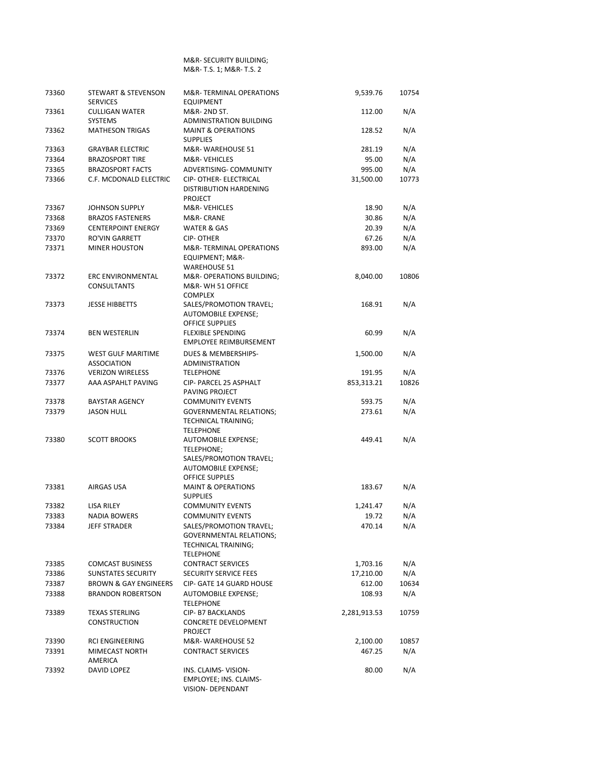| | | M&R- SECURITY BUILDING; M&R- T.S. 1; M&R- T.S. 2 | | |
|---|---|---|---|---|
| 73360 | STEWART & STEVENSON SERVICES | M&R- TERMINAL OPERATIONS EQUIPMENT | 9,539.76 | 10754 |
| 73361 | CULLIGAN WATER SYSTEMS | M&R- 2ND ST. ADMINISTRATION BUILDING | 112.00 | N/A |
| 73362 | MATHESON TRIGAS | MAINT & OPERATIONS SUPPLIES | 128.52 | N/A |
| 73363 | GRAYBAR ELECTRIC | M&R- WAREHOUSE 51 | 281.19 | N/A |
| 73364 | BRAZOSPORT TIRE | M&R- VEHICLES | 95.00 | N/A |
| 73365 | BRAZOSPORT FACTS | ADVERTISING- COMMUNITY | 995.00 | N/A |
| 73366 | C.F. MCDONALD ELECTRIC | CIP- OTHER- ELECTRICAL DISTRIBUTION HARDENING PROJECT | 31,500.00 | 10773 |
| 73367 | JOHNSON SUPPLY | M&R- VEHICLES | 18.90 | N/A |
| 73368 | BRAZOS FASTENERS | M&R- CRANE | 30.86 | N/A |
| 73369 | CENTERPOINT ENERGY | WATER & GAS | 20.39 | N/A |
| 73370 | RO'VIN GARRETT | CIP- OTHER | 67.26 | N/A |
| 73371 | MINER HOUSTON | M&R- TERMINAL OPERATIONS EQUIPMENT; M&R- WAREHOUSE 51 | 893.00 | N/A |
| 73372 | ERC ENVIRONMENTAL CONSULTANTS | M&R- OPERATIONS BUILDING; M&R- WH 51 OFFICE COMPLEX | 8,040.00 | 10806 |
| 73373 | JESSE HIBBETTS | SALES/PROMOTION TRAVEL; AUTOMOBILE EXPENSE; OFFICE SUPPLIES | 168.91 | N/A |
| 73374 | BEN WESTERLIN | FLEXIBLE SPENDING EMPLOYEE REIMBURSEMENT | 60.99 | N/A |
| 73375 | WEST GULF MARITIME ASSOCIATION | DUES & MEMBERSHIPS- ADMINISTRATION | 1,500.00 | N/A |
| 73376 | VERIZON WIRELESS | TELEPHONE | 191.95 | N/A |
| 73377 | AAA ASPAHLT PAVING | CIP- PARCEL 25 ASPHALT PAVING PROJECT | 853,313.21 | 10826 |
| 73378 | BAYSTAR AGENCY | COMMUNITY EVENTS | 593.75 | N/A |
| 73379 | JASON HULL | GOVERNMENTAL RELATIONS; TECHNICAL TRAINING; TELEPHONE | 273.61 | N/A |
| 73380 | SCOTT BROOKS | AUTOMOBILE EXPENSE; TELEPHONE; SALES/PROMOTION TRAVEL; AUTOMOBILE EXPENSE; OFFICE SUPPLES | 449.41 | N/A |
| 73381 | AIRGAS USA | MAINT & OPERATIONS SUPPLIES | 183.67 | N/A |
| 73382 | LISA RILEY | COMMUNITY EVENTS | 1,241.47 | N/A |
| 73383 | NADIA BOWERS | COMMUNITY EVENTS | 19.72 | N/A |
| 73384 | JEFF STRADER | SALES/PROMOTION TRAVEL; GOVERNMENTAL RELATIONS; TECHNICAL TRAINING; TELEPHONE | 470.14 | N/A |
| 73385 | COMCAST BUSINESS | CONTRACT SERVICES | 1,703.16 | N/A |
| 73386 | SUNSTATES SECURITY | SECURITY SERVICE FEES | 17,210.00 | N/A |
| 73387 | BROWN & GAY ENGINEERS | CIP- GATE 14 GUARD HOUSE | 612.00 | 10634 |
| 73388 | BRANDON ROBERTSON | AUTOMOBILE EXPENSE; TELEPHONE | 108.93 | N/A |
| 73389 | TEXAS STERLING CONSTRUCTION | CIP- B7 BACKLANDS CONCRETE DEVELOPMENT PROJECT | 2,281,913.53 | 10759 |
| 73390 | RCI ENGINEERING | M&R- WAREHOUSE 52 | 2,100.00 | 10857 |
| 73391 | MIMECAST NORTH AMERICA | CONTRACT SERVICES | 467.25 | N/A |
| 73392 | DAVID LOPEZ | INS. CLAIMS- VISION- EMPLOYEE; INS. CLAIMS- VISION- DEPENDANT | 80.00 | N/A |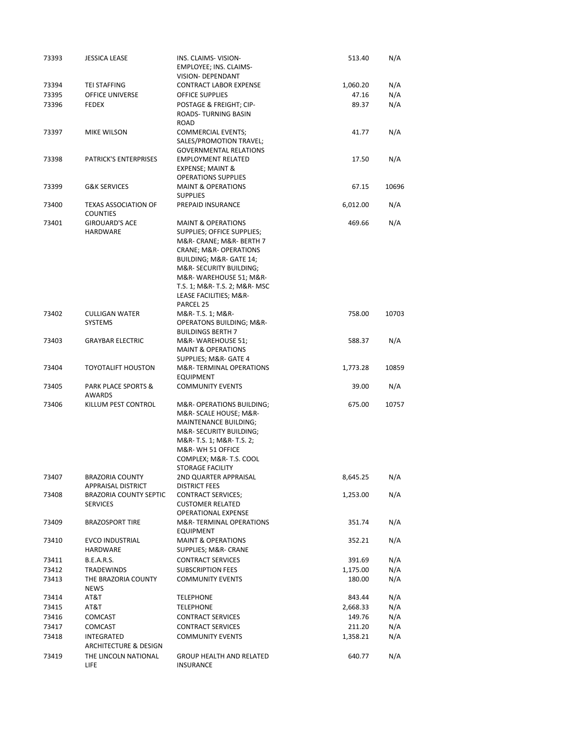| | | | | |
|---|---|---|---|---|
| 73393 | JESSICA LEASE | INS. CLAIMS- VISION- EMPLOYEE; INS. CLAIMS- VISION- DEPENDANT | 513.40 | N/A |
| 73394 | TEI STAFFING | CONTRACT LABOR EXPENSE | 1,060.20 | N/A |
| 73395 | OFFICE UNIVERSE | OFFICE SUPPLIES | 47.16 | N/A |
| 73396 | FEDEX | POSTAGE & FREIGHT; CIP- ROADS- TURNING BASIN ROAD | 89.37 | N/A |
| 73397 | MIKE WILSON | COMMERCIAL EVENTS; SALES/PROMOTION TRAVEL; GOVERNMENTAL RELATIONS | 41.77 | N/A |
| 73398 | PATRICK'S ENTERPRISES | EMPLOYMENT RELATED EXPENSE; MAINT & OPERATIONS SUPPLIES | 17.50 | N/A |
| 73399 | G&K SERVICES | MAINT & OPERATIONS SUPPLIES | 67.15 | 10696 |
| 73400 | TEXAS ASSOCIATION OF COUNTIES | PREPAID INSURANCE | 6,012.00 | N/A |
| 73401 | GIROUARD'S ACE HARDWARE | MAINT & OPERATIONS SUPPLIES; OFFICE SUPPLIES; M&R- CRANE; M&R- BERTH 7 CRANE; M&R- OPERATIONS BUILDING; M&R- GATE 14; M&R- SECURITY BUILDING; M&R- WAREHOUSE 51; M&R- T.S. 1; M&R- T.S. 2; M&R- MSC LEASE FACILITIES; M&R- PARCEL 25 | 469.66 | N/A |
| 73402 | CULLIGAN WATER SYSTEMS | M&R- T.S. 1; M&R- OPERATONS BUILDING; M&R- BUILDINGS BERTH 7 | 758.00 | 10703 |
| 73403 | GRAYBAR ELECTRIC | M&R- WAREHOUSE 51; MAINT & OPERATIONS SUPPLIES; M&R- GATE 4 | 588.37 | N/A |
| 73404 | TOYOTALIFT HOUSTON | M&R- TERMINAL OPERATIONS EQUIPMENT | 1,773.28 | 10859 |
| 73405 | PARK PLACE SPORTS & AWARDS | COMMUNITY EVENTS | 39.00 | N/A |
| 73406 | KILLUM PEST CONTROL | M&R- OPERATIONS BUILDING; M&R- SCALE HOUSE; M&R- MAINTENANCE BUILDING; M&R- SECURITY BUILDING; M&R- T.S. 1; M&R- T.S. 2; M&R- WH 51 OFFICE COMPLEX; M&R- T.S. COOL STORAGE FACILITY | 675.00 | 10757 |
| 73407 | BRAZORIA COUNTY APPRAISAL DISTRICT | 2ND QUARTER APPRAISAL DISTRICT FEES | 8,645.25 | N/A |
| 73408 | BRAZORIA COUNTY SEPTIC SERVICES | CONTRACT SERVICES; CUSTOMER RELATED OPERATIONAL EXPENSE | 1,253.00 | N/A |
| 73409 | BRAZOSPORT TIRE | M&R- TERMINAL OPERATIONS EQUIPMENT | 351.74 | N/A |
| 73410 | EVCO INDUSTRIAL HARDWARE | MAINT & OPERATIONS SUPPLIES; M&R- CRANE | 352.21 | N/A |
| 73411 | B.E.A.R.S. | CONTRACT SERVICES | 391.69 | N/A |
| 73412 | TRADEWINDS | SUBSCRIPTION FEES | 1,175.00 | N/A |
| 73413 | THE BRAZORIA COUNTY NEWS | COMMUNITY EVENTS | 180.00 | N/A |
| 73414 | AT&T | TELEPHONE | 843.44 | N/A |
| 73415 | AT&T | TELEPHONE | 2,668.33 | N/A |
| 73416 | COMCAST | CONTRACT SERVICES | 149.76 | N/A |
| 73417 | COMCAST | CONTRACT SERVICES | 211.20 | N/A |
| 73418 | INTEGRATED ARCHITECTURE & DESIGN | COMMUNITY EVENTS | 1,358.21 | N/A |
| 73419 | THE LINCOLN NATIONAL LIFE | GROUP HEALTH AND RELATED INSURANCE | 640.77 | N/A |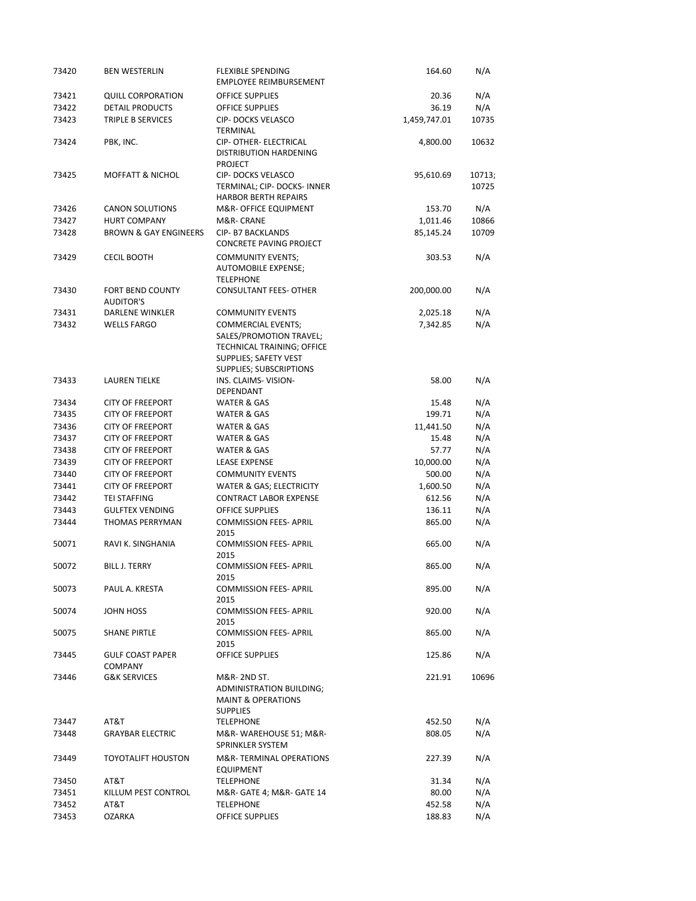| | | | | |
|---|---|---|---|---|
| 73420 | BEN WESTERLIN | FLEXIBLE SPENDING EMPLOYEE REIMBURSEMENT | 164.60 | N/A |
| 73421 | QUILL CORPORATION | OFFICE SUPPLIES | 20.36 | N/A |
| 73422 | DETAIL PRODUCTS | OFFICE SUPPLIES | 36.19 | N/A |
| 73423 | TRIPLE B SERVICES | CIP- DOCKS VELASCO TERMINAL | 1,459,747.01 | 10735 |
| 73424 | PBK, INC. | CIP- OTHER- ELECTRICAL DISTRIBUTION HARDENING PROJECT | 4,800.00 | 10632 |
| 73425 | MOFFATT & NICHOL | CIP- DOCKS VELASCO TERMINAL; CIP- DOCKS- INNER HARBOR BERTH REPAIRS | 95,610.69 | 10713; 10725 |
| 73426 | CANON SOLUTIONS | M&R- OFFICE EQUIPMENT | 153.70 | N/A |
| 73427 | HURT COMPANY | M&R- CRANE | 1,011.46 | 10866 |
| 73428 | BROWN & GAY ENGINEERS | CIP- B7 BACKLANDS CONCRETE PAVING PROJECT | 85,145.24 | 10709 |
| 73429 | CECIL BOOTH | COMMUNITY EVENTS; AUTOMOBILE EXPENSE; TELEPHONE | 303.53 | N/A |
| 73430 | FORT BEND COUNTY AUDITOR'S | CONSULTANT FEES- OTHER | 200,000.00 | N/A |
| 73431 | DARLENE WINKLER | COMMUNITY EVENTS | 2,025.18 | N/A |
| 73432 | WELLS FARGO | COMMERCIAL EVENTS; SALES/PROMOTION TRAVEL; TECHNICAL TRAINING; OFFICE SUPPLIES; SAFETY VEST SUPPLIES; SUBSCRIPTIONS | 7,342.85 | N/A |
| 73433 | LAUREN TIELKE | INS. CLAIMS- VISION- DEPENDANT | 58.00 | N/A |
| 73434 | CITY OF FREEPORT | WATER & GAS | 15.48 | N/A |
| 73435 | CITY OF FREEPORT | WATER & GAS | 199.71 | N/A |
| 73436 | CITY OF FREEPORT | WATER & GAS | 11,441.50 | N/A |
| 73437 | CITY OF FREEPORT | WATER & GAS | 15.48 | N/A |
| 73438 | CITY OF FREEPORT | WATER & GAS | 57.77 | N/A |
| 73439 | CITY OF FREEPORT | LEASE EXPENSE | 10,000.00 | N/A |
| 73440 | CITY OF FREEPORT | COMMUNITY EVENTS | 500.00 | N/A |
| 73441 | CITY OF FREEPORT | WATER & GAS; ELECTRICITY | 1,600.50 | N/A |
| 73442 | TEI STAFFING | CONTRACT LABOR EXPENSE | 612.56 | N/A |
| 73443 | GULFTEX VENDING | OFFICE SUPPLIES | 136.11 | N/A |
| 73444 | THOMAS PERRYMAN | COMMISSION FEES- APRIL 2015 | 865.00 | N/A |
| 50071 | RAVI K. SINGHANIA | COMMISSION FEES- APRIL 2015 | 665.00 | N/A |
| 50072 | BILL J. TERRY | COMMISSION FEES- APRIL 2015 | 865.00 | N/A |
| 50073 | PAUL A. KRESTA | COMMISSION FEES- APRIL 2015 | 895.00 | N/A |
| 50074 | JOHN HOSS | COMMISSION FEES- APRIL 2015 | 920.00 | N/A |
| 50075 | SHANE PIRTLE | COMMISSION FEES- APRIL 2015 | 865.00 | N/A |
| 73445 | GULF COAST PAPER COMPANY | OFFICE SUPPLIES | 125.86 | N/A |
| 73446 | G&K SERVICES | M&R- 2ND ST. ADMINISTRATION BUILDING; MAINT & OPERATIONS SUPPLIES | 221.91 | 10696 |
| 73447 | AT&T | TELEPHONE | 452.50 | N/A |
| 73448 | GRAYBAR ELECTRIC | M&R- WAREHOUSE 51; M&R- SPRINKLER SYSTEM | 808.05 | N/A |
| 73449 | TOYOTALIFT HOUSTON | M&R- TERMINAL OPERATIONS EQUIPMENT | 227.39 | N/A |
| 73450 | AT&T | TELEPHONE | 31.34 | N/A |
| 73451 | KILLUM PEST CONTROL | M&R- GATE 4; M&R- GATE 14 | 80.00 | N/A |
| 73452 | AT&T | TELEPHONE | 452.58 | N/A |
| 73453 | OZARKA | OFFICE SUPPLIES | 188.83 | N/A |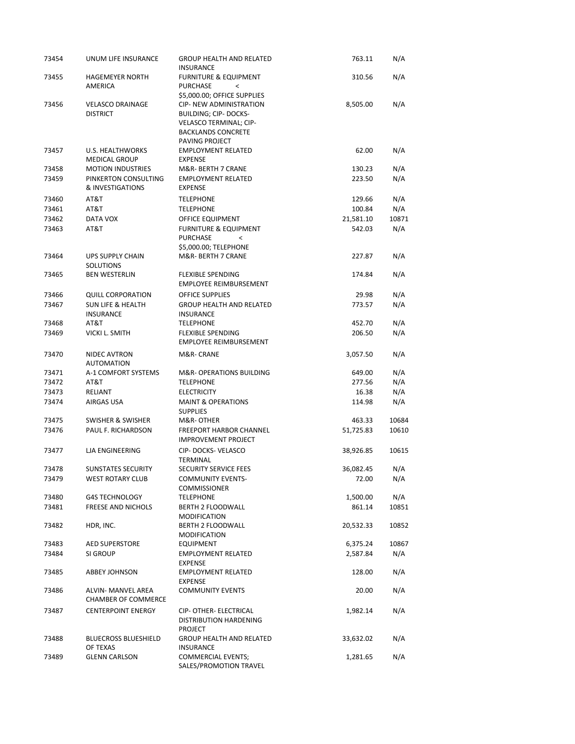| | | | | |
|---|---|---|---|---|
| 73454 | UNUM LIFE INSURANCE | GROUP HEALTH AND RELATED INSURANCE | 763.11 | N/A |
| 73455 | HAGEMEYER NORTH AMERICA | FURNITURE & EQUIPMENT PURCHASE < $5,000.00; OFFICE SUPPLIES | 310.56 | N/A |
| 73456 | VELASCO DRAINAGE DISTRICT | CIP- NEW ADMINISTRATION BUILDING; CIP- DOCKS- VELASCO TERMINAL; CIP- BACKLANDS CONCRETE PAVING PROJECT | 8,505.00 | N/A |
| 73457 | U.S. HEALTHWORKS MEDICAL GROUP | EMPLOYMENT RELATED EXPENSE | 62.00 | N/A |
| 73458 | MOTION INDUSTRIES | M&R- BERTH 7 CRANE | 130.23 | N/A |
| 73459 | PINKERTON CONSULTING & INVESTIGATIONS | EMPLOYMENT RELATED EXPENSE | 223.50 | N/A |
| 73460 | AT&T | TELEPHONE | 129.66 | N/A |
| 73461 | AT&T | TELEPHONE | 100.84 | N/A |
| 73462 | DATA VOX | OFFICE EQUIPMENT | 21,581.10 | 10871 |
| 73463 | AT&T | FURNITURE & EQUIPMENT PURCHASE < $5,000.00; TELEPHONE | 542.03 | N/A |
| 73464 | UPS SUPPLY CHAIN SOLUTIONS | M&R- BERTH 7 CRANE | 227.87 | N/A |
| 73465 | BEN WESTERLIN | FLEXIBLE SPENDING EMPLOYEE REIMBURSEMENT | 174.84 | N/A |
| 73466 | QUILL CORPORATION | OFFICE SUPPLIES | 29.98 | N/A |
| 73467 | SUN LIFE & HEALTH INSURANCE | GROUP HEALTH AND RELATED INSURANCE | 773.57 | N/A |
| 73468 | AT&T | TELEPHONE | 452.70 | N/A |
| 73469 | VICKI L. SMITH | FLEXIBLE SPENDING EMPLOYEE REIMBURSEMENT | 206.50 | N/A |
| 73470 | NIDEC AVTRON AUTOMATION | M&R- CRANE | 3,057.50 | N/A |
| 73471 | A-1 COMFORT SYSTEMS | M&R- OPERATIONS BUILDING | 649.00 | N/A |
| 73472 | AT&T | TELEPHONE | 277.56 | N/A |
| 73473 | RELIANT | ELECTRICITY | 16.38 | N/A |
| 73474 | AIRGAS USA | MAINT & OPERATIONS SUPPLIES | 114.98 | N/A |
| 73475 | SWISHER & SWISHER | M&R- OTHER | 463.33 | 10684 |
| 73476 | PAUL F. RICHARDSON | FREEPORT HARBOR CHANNEL IMPROVEMENT PROJECT | 51,725.83 | 10610 |
| 73477 | LJA ENGINEERING | CIP- DOCKS- VELASCO TERMINAL | 38,926.85 | 10615 |
| 73478 | SUNSTATES SECURITY | SECURITY SERVICE FEES | 36,082.45 | N/A |
| 73479 | WEST ROTARY CLUB | COMMUNITY EVENTS- COMMISSIONER | 72.00 | N/A |
| 73480 | G4S TECHNOLOGY | TELEPHONE | 1,500.00 | N/A |
| 73481 | FREESE AND NICHOLS | BERTH 2 FLOODWALL MODIFICATION | 861.14 | 10851 |
| 73482 | HDR, INC. | BERTH 2 FLOODWALL MODIFICATION | 20,532.33 | 10852 |
| 73483 | AED SUPERSTORE | EQUIPMENT | 6,375.24 | 10867 |
| 73484 | SI GROUP | EMPLOYMENT RELATED EXPENSE | 2,587.84 | N/A |
| 73485 | ABBEY JOHNSON | EMPLOYMENT RELATED EXPENSE | 128.00 | N/A |
| 73486 | ALVIN- MANVEL AREA CHAMBER OF COMMERCE | COMMUNITY EVENTS | 20.00 | N/A |
| 73487 | CENTERPOINT ENERGY | CIP- OTHER- ELECTRICAL DISTRIBUTION HARDENING PROJECT | 1,982.14 | N/A |
| 73488 | BLUECROSS BLUESHIELD OF TEXAS | GROUP HEALTH AND RELATED INSURANCE | 33,632.02 | N/A |
| 73489 | GLENN CARLSON | COMMERCIAL EVENTS; SALES/PROMOTION TRAVEL | 1,281.65 | N/A |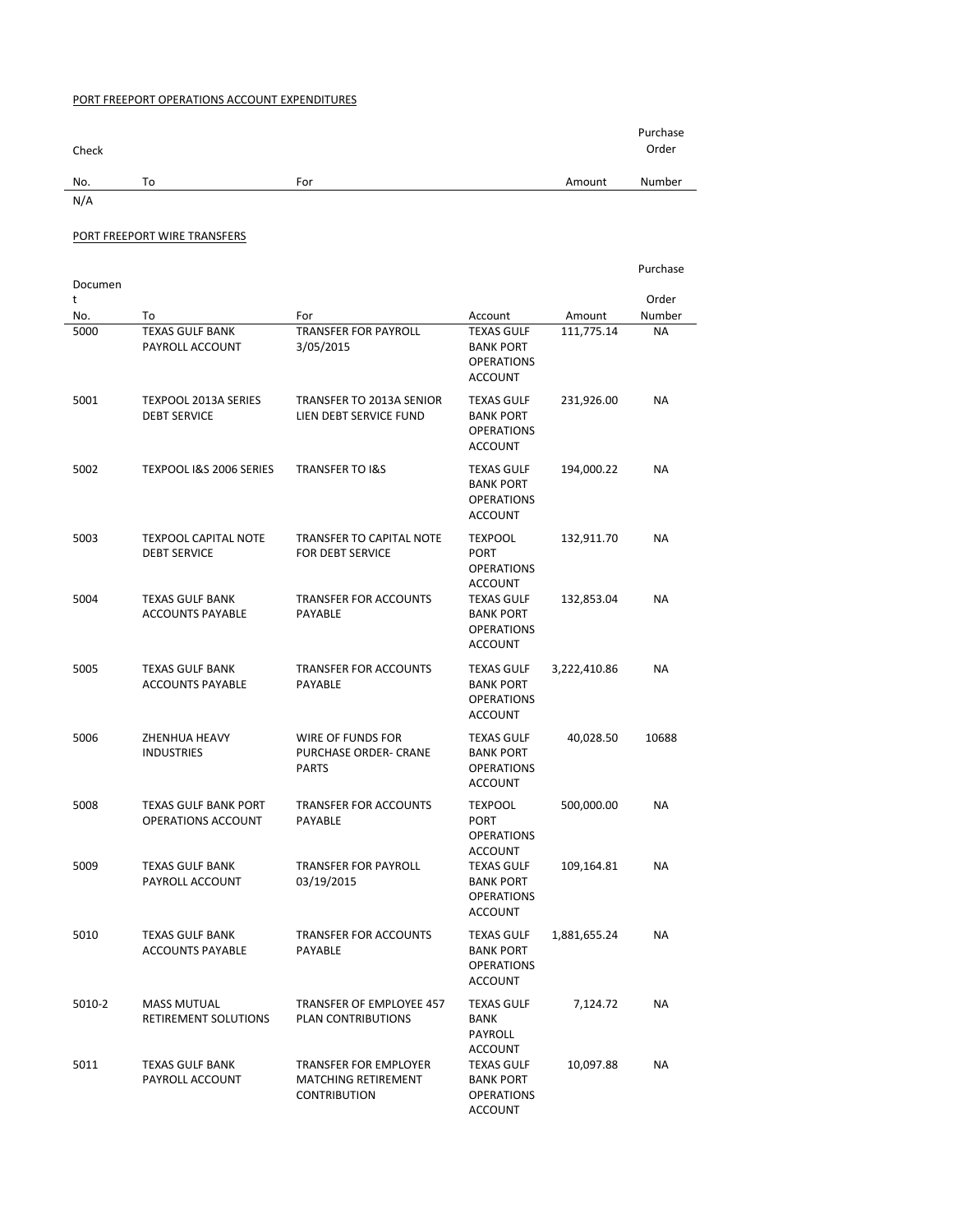PORT FREEPORT OPERATIONS ACCOUNT EXPENDITURES

| Check No. | To | For | Amount | Purchase Order Number |
|---|---|---|---|---|
| N/A | | | | |

PORT FREEPORT WIRE TRANSFERS

| Document No. | To | For | Account | Amount | Purchase Order Number |
|---|---|---|---|---|---|
| 5000 | TEXAS GULF BANK PAYROLL ACCOUNT | TRANSFER FOR PAYROLL 3/05/2015 | TEXAS GULF BANK PORT OPERATIONS ACCOUNT | 111,775.14 | NA |
| 5001 | TEXPOOL 2013A SERIES DEBT SERVICE | TRANSFER TO 2013A SENIOR LIEN DEBT SERVICE FUND | TEXAS GULF BANK PORT OPERATIONS ACCOUNT | 231,926.00 | NA |
| 5002 | TEXPOOL I&S 2006 SERIES | TRANSFER TO I&S | TEXAS GULF BANK PORT OPERATIONS ACCOUNT | 194,000.22 | NA |
| 5003 | TEXPOOL CAPITAL NOTE DEBT SERVICE | TRANSFER TO CAPITAL NOTE FOR DEBT SERVICE | TEXPOOL PORT OPERATIONS ACCOUNT | 132,911.70 | NA |
| 5004 | TEXAS GULF BANK ACCOUNTS PAYABLE | TRANSFER FOR ACCOUNTS PAYABLE | TEXAS GULF BANK PORT OPERATIONS ACCOUNT | 132,853.04 | NA |
| 5005 | TEXAS GULF BANK ACCOUNTS PAYABLE | TRANSFER FOR ACCOUNTS PAYABLE | TEXAS GULF BANK PORT OPERATIONS ACCOUNT | 3,222,410.86 | NA |
| 5006 | ZHENHUA HEAVY INDUSTRIES | WIRE OF FUNDS FOR PURCHASE ORDER- CRANE PARTS | TEXAS GULF BANK PORT OPERATIONS ACCOUNT | 40,028.50 | 10688 |
| 5008 | TEXAS GULF BANK PORT OPERATIONS ACCOUNT | TRANSFER FOR ACCOUNTS PAYABLE | TEXPOOL PORT OPERATIONS ACCOUNT | 500,000.00 | NA |
| 5009 | TEXAS GULF BANK PAYROLL ACCOUNT | TRANSFER FOR PAYROLL 03/19/2015 | TEXAS GULF BANK PORT OPERATIONS ACCOUNT | 109,164.81 | NA |
| 5010 | TEXAS GULF BANK ACCOUNTS PAYABLE | TRANSFER FOR ACCOUNTS PAYABLE | TEXAS GULF BANK PORT OPERATIONS ACCOUNT | 1,881,655.24 | NA |
| 5010-2 | MASS MUTUAL RETIREMENT SOLUTIONS | TRANSFER OF EMPLOYEE 457 PLAN CONTRIBUTIONS | TEXAS GULF BANK PAYROLL ACCOUNT | 7,124.72 | NA |
| 5011 | TEXAS GULF BANK PAYROLL ACCOUNT | TRANSFER FOR EMPLOYER MATCHING RETIREMENT CONTRIBUTION | TEXAS GULF BANK PORT OPERATIONS ACCOUNT | 10,097.88 | NA |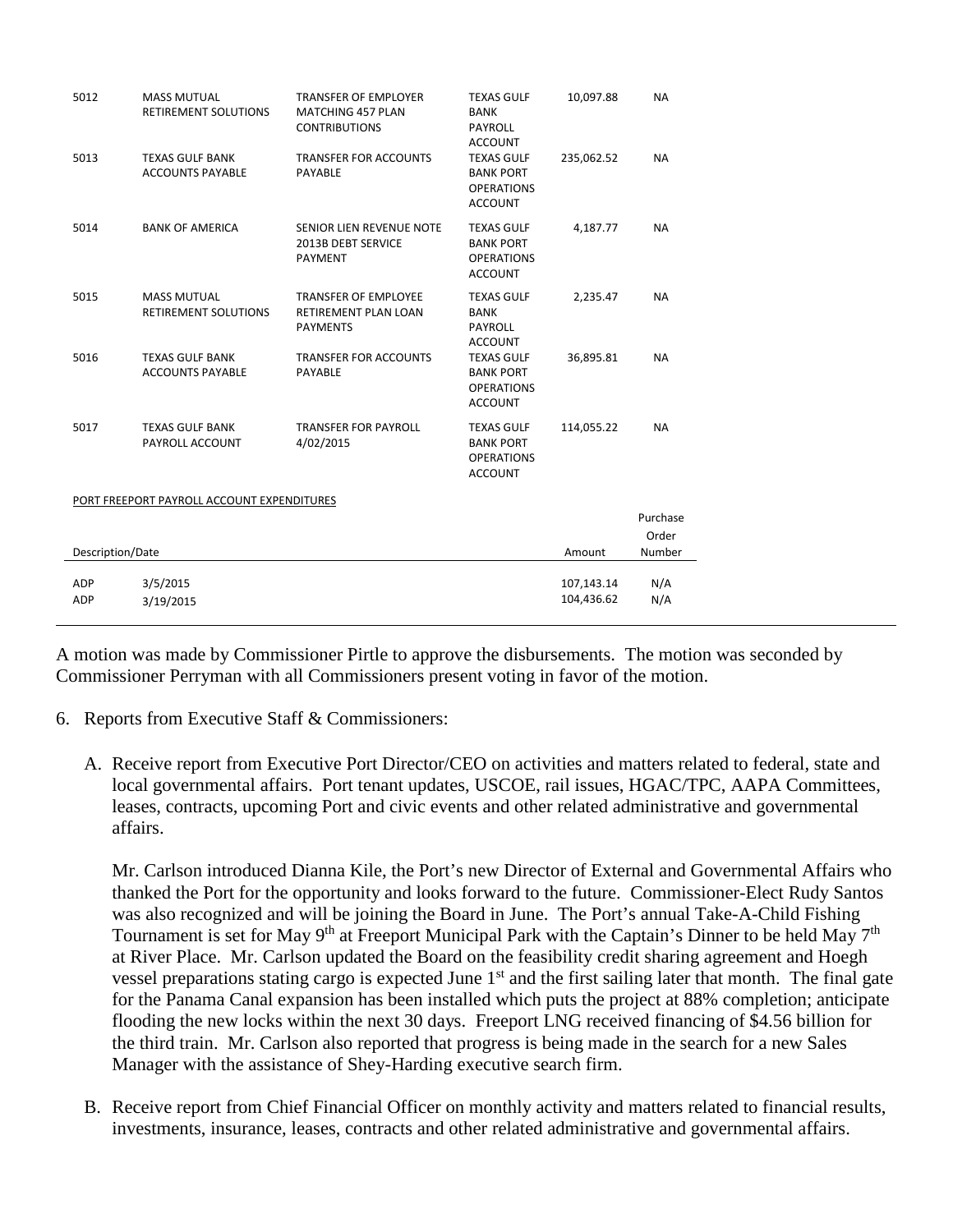| | | | | | |
|---|---|---|---|---|---|
| 5012 | MASS MUTUAL RETIREMENT SOLUTIONS | TRANSFER OF EMPLOYER MATCHING 457 PLAN CONTRIBUTIONS | TEXAS GULF BANK PAYROLL ACCOUNT | 10,097.88 | NA |
| 5013 | TEXAS GULF BANK ACCOUNTS PAYABLE | TRANSFER FOR ACCOUNTS PAYABLE | TEXAS GULF BANK PORT OPERATIONS ACCOUNT | 235,062.52 | NA |
| 5014 | BANK OF AMERICA | SENIOR LIEN REVENUE NOTE 2013B DEBT SERVICE PAYMENT | TEXAS GULF BANK PORT OPERATIONS ACCOUNT | 4,187.77 | NA |
| 5015 | MASS MUTUAL RETIREMENT SOLUTIONS | TRANSFER OF EMPLOYEE RETIREMENT PLAN LOAN PAYMENTS | TEXAS GULF BANK PAYROLL ACCOUNT | 2,235.47 | NA |
| 5016 | TEXAS GULF BANK ACCOUNTS PAYABLE | TRANSFER FOR ACCOUNTS PAYABLE | TEXAS GULF BANK PORT OPERATIONS ACCOUNT | 36,895.81 | NA |
| 5017 | TEXAS GULF BANK PAYROLL ACCOUNT | TRANSFER FOR PAYROLL 4/02/2015 | TEXAS GULF BANK PORT OPERATIONS ACCOUNT | 114,055.22 | NA |

PORT FREEPORT PAYROLL ACCOUNT EXPENDITURES

| Description/Date | | Amount | Purchase Order Number |
|---|---|---|---|
| ADP | 3/5/2015 | 107,143.14 | N/A |
| ADP | 3/19/2015 | 104,436.62 | N/A |

A motion was made by Commissioner Pirtle to approve the disbursements. The motion was seconded by Commissioner Perryman with all Commissioners present voting in favor of the motion.

6. Reports from Executive Staff & Commissioners:

   A. Receive report from Executive Port Director/CEO on activities and matters related to federal, state and local governmental affairs. Port tenant updates, USCOE, rail issues, HGAC/TPC, AAPA Committees, leases, contracts, upcoming Port and civic events and other related administrative and governmental affairs.

      Mr. Carlson introduced Dianna Kile, the Port's new Director of External and Governmental Affairs who thanked the Port for the opportunity and looks forward to the future. Commissioner-Elect Rudy Santos was also recognized and will be joining the Board in June. The Port's annual Take-A-Child Fishing Tournament is set for May 9th at Freeport Municipal Park with the Captain's Dinner to be held May 7th at River Place. Mr. Carlson updated the Board on the feasibility credit sharing agreement and Hoegh vessel preparations stating cargo is expected June 1st and the first sailing later that month. The final gate for the Panama Canal expansion has been installed which puts the project at 88% completion; anticipate flooding the new locks within the next 30 days. Freeport LNG received financing of $4.56 billion for the third train. Mr. Carlson also reported that progress is being made in the search for a new Sales Manager with the assistance of Shey-Harding executive search firm.

   B. Receive report from Chief Financial Officer on monthly activity and matters related to financial results, investments, insurance, leases, contracts and other related administrative and governmental affairs.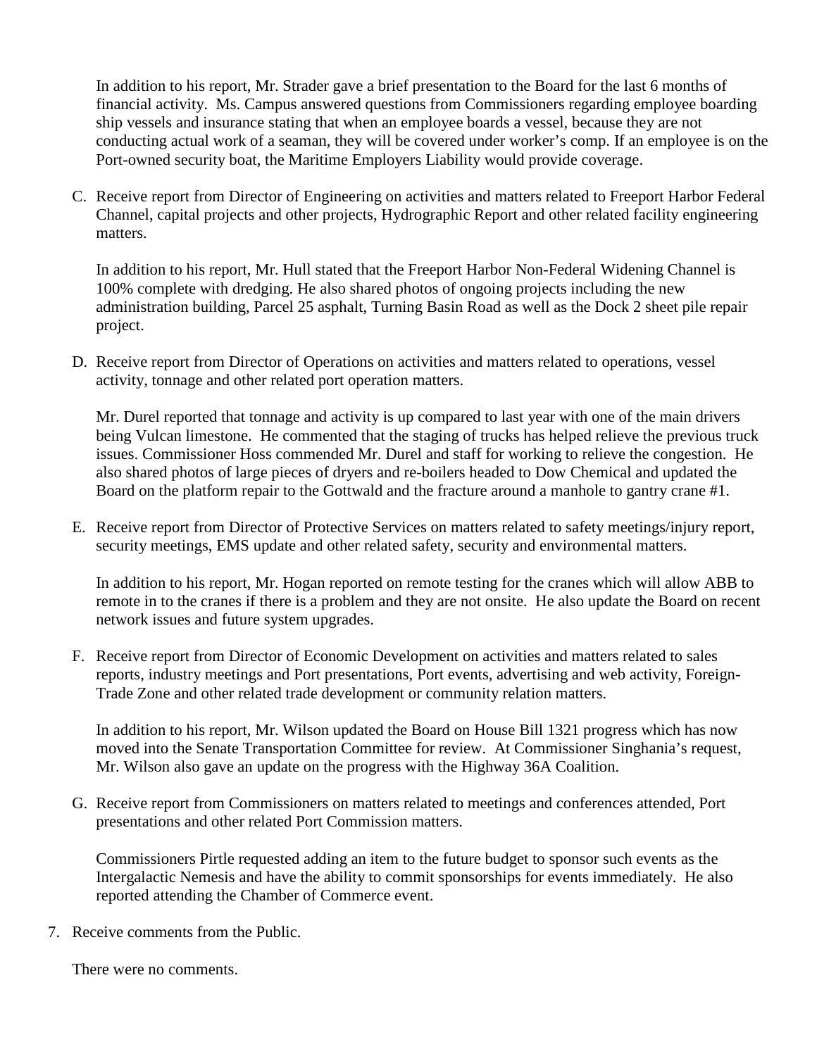In addition to his report, Mr. Strader gave a brief presentation to the Board for the last 6 months of financial activity. Ms. Campus answered questions from Commissioners regarding employee boarding ship vessels and insurance stating that when an employee boards a vessel, because they are not conducting actual work of a seaman, they will be covered under worker's comp. If an employee is on the Port-owned security boat, the Maritime Employers Liability would provide coverage.

C. Receive report from Director of Engineering on activities and matters related to Freeport Harbor Federal Channel, capital projects and other projects, Hydrographic Report and other related facility engineering matters.

   In addition to his report, Mr. Hull stated that the Freeport Harbor Non-Federal Widening Channel is 100% complete with dredging. He also shared photos of ongoing projects including the new administration building, Parcel 25 asphalt, Turning Basin Road as well as the Dock 2 sheet pile repair project.

D. Receive report from Director of Operations on activities and matters related to operations, vessel activity, tonnage and other related port operation matters.

   Mr. Durel reported that tonnage and activity is up compared to last year with one of the main drivers being Vulcan limestone. He commented that the staging of trucks has helped relieve the previous truck issues. Commissioner Hoss commended Mr. Durel and staff for working to relieve the congestion. He also shared photos of large pieces of dryers and re-boilers headed to Dow Chemical and updated the Board on the platform repair to the Gottwald and the fracture around a manhole to gantry crane #1.

E. Receive report from Director of Protective Services on matters related to safety meetings/injury report, security meetings, EMS update and other related safety, security and environmental matters.

   In addition to his report, Mr. Hogan reported on remote testing for the cranes which will allow ABB to remote in to the cranes if there is a problem and they are not onsite. He also update the Board on recent network issues and future system upgrades.

F. Receive report from Director of Economic Development on activities and matters related to sales reports, industry meetings and Port presentations, Port events, advertising and web activity, Foreign-Trade Zone and other related trade development or community relation matters.

   In addition to his report, Mr. Wilson updated the Board on House Bill 1321 progress which has now moved into the Senate Transportation Committee for review. At Commissioner Singhania's request, Mr. Wilson also gave an update on the progress with the Highway 36A Coalition.

G. Receive report from Commissioners on matters related to meetings and conferences attended, Port presentations and other related Port Commission matters.

   Commissioners Pirtle requested adding an item to the future budget to sponsor such events as the Intergalactic Nemesis and have the ability to commit sponsorships for events immediately. He also reported attending the Chamber of Commerce event.

7. Receive comments from the Public.

   There were no comments.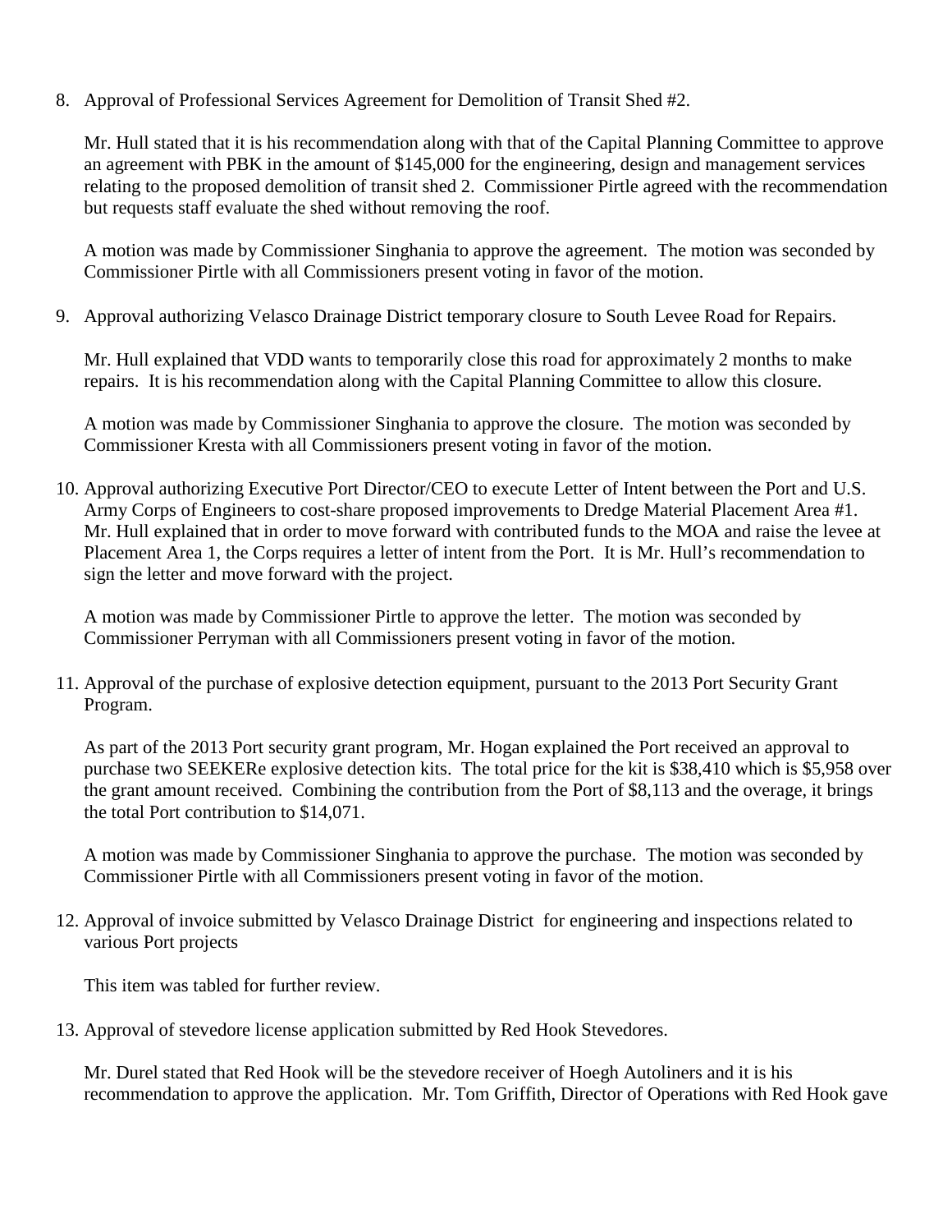8. Approval of Professional Services Agreement for Demolition of Transit Shed #2.

   Mr. Hull stated that it is his recommendation along with that of the Capital Planning Committee to approve an agreement with PBK in the amount of $145,000 for the engineering, design and management services relating to the proposed demolition of transit shed 2. Commissioner Pirtle agreed with the recommendation but requests staff evaluate the shed without removing the roof.

   A motion was made by Commissioner Singhania to approve the agreement. The motion was seconded by Commissioner Pirtle with all Commissioners present voting in favor of the motion.

9. Approval authorizing Velasco Drainage District temporary closure to South Levee Road for Repairs.

   Mr. Hull explained that VDD wants to temporarily close this road for approximately 2 months to make repairs. It is his recommendation along with the Capital Planning Committee to allow this closure.

   A motion was made by Commissioner Singhania to approve the closure. The motion was seconded by Commissioner Kresta with all Commissioners present voting in favor of the motion.

10. Approval authorizing Executive Port Director/CEO to execute Letter of Intent between the Port and U.S. Army Corps of Engineers to cost-share proposed improvements to Dredge Material Placement Area #1. Mr. Hull explained that in order to move forward with contributed funds to the MOA and raise the levee at Placement Area 1, the Corps requires a letter of intent from the Port. It is Mr. Hull's recommendation to sign the letter and move forward with the project.

    A motion was made by Commissioner Pirtle to approve the letter. The motion was seconded by Commissioner Perryman with all Commissioners present voting in favor of the motion.

11. Approval of the purchase of explosive detection equipment, pursuant to the 2013 Port Security Grant Program.

    As part of the 2013 Port security grant program, Mr. Hogan explained the Port received an approval to purchase two SEEKERe explosive detection kits. The total price for the kit is $38,410 which is $5,958 over the grant amount received. Combining the contribution from the Port of $8,113 and the overage, it brings the total Port contribution to $14,071.

    A motion was made by Commissioner Singhania to approve the purchase. The motion was seconded by Commissioner Pirtle with all Commissioners present voting in favor of the motion.

12. Approval of invoice submitted by Velasco Drainage District for engineering and inspections related to various Port projects

    This item was tabled for further review.

13. Approval of stevedore license application submitted by Red Hook Stevedores.

    Mr. Durel stated that Red Hook will be the stevedore receiver of Hoegh Autoliners and it is his recommendation to approve the application. Mr. Tom Griffith, Director of Operations with Red Hook gave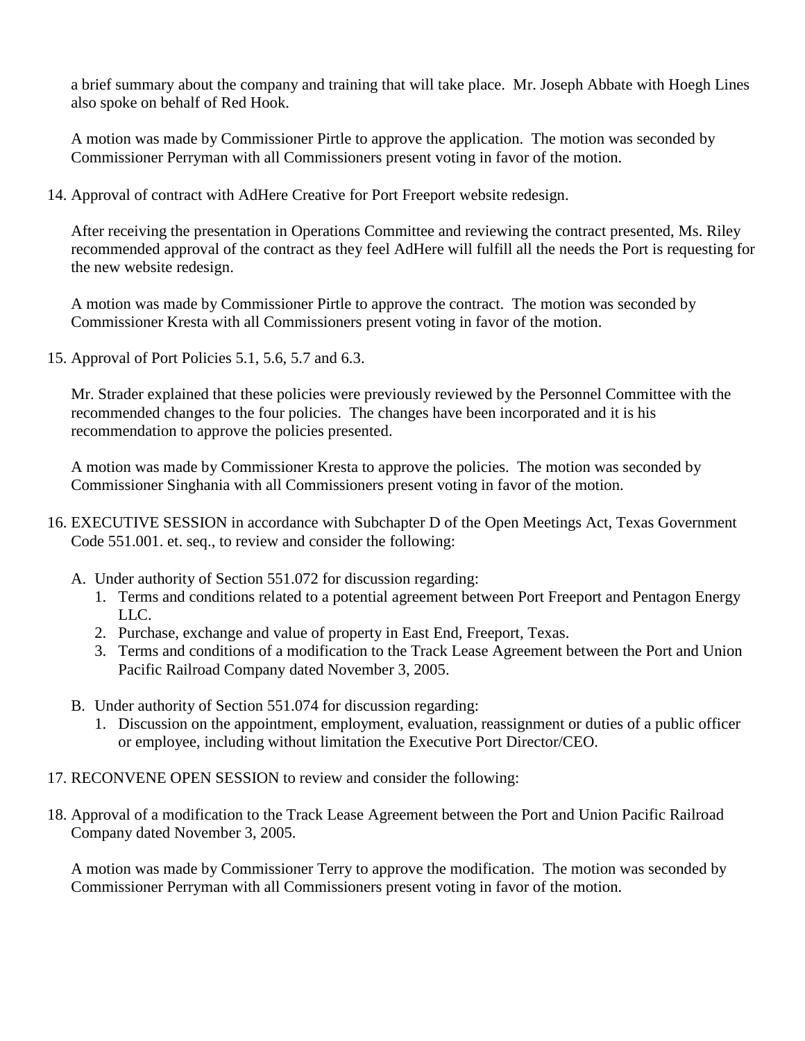a brief summary about the company and training that will take place. Mr. Joseph Abbate with Hoegh Lines also spoke on behalf of Red Hook.

A motion was made by Commissioner Pirtle to approve the application. The motion was seconded by Commissioner Perryman with all Commissioners present voting in favor of the motion.

14. Approval of contract with AdHere Creative for Port Freeport website redesign.

    After receiving the presentation in Operations Committee and reviewing the contract presented, Ms. Riley recommended approval of the contract as they feel AdHere will fulfill all the needs the Port is requesting for the new website redesign.

    A motion was made by Commissioner Pirtle to approve the contract. The motion was seconded by Commissioner Kresta with all Commissioners present voting in favor of the motion.

15. Approval of Port Policies 5.1, 5.6, 5.7 and 6.3.

    Mr. Strader explained that these policies were previously reviewed by the Personnel Committee with the recommended changes to the four policies. The changes have been incorporated and it is his recommendation to approve the policies presented.

    A motion was made by Commissioner Kresta to approve the policies. The motion was seconded by Commissioner Singhania with all Commissioners present voting in favor of the motion.

16. EXECUTIVE SESSION in accordance with Subchapter D of the Open Meetings Act, Texas Government Code 551.001. et. seq., to review and consider the following:

    A. Under authority of Section 551.072 for discussion regarding:
       1. Terms and conditions related to a potential agreement between Port Freeport and Pentagon Energy LLC.
       2. Purchase, exchange and value of property in East End, Freeport, Texas.
       3. Terms and conditions of a modification to the Track Lease Agreement between the Port and Union Pacific Railroad Company dated November 3, 2005.

    B. Under authority of Section 551.074 for discussion regarding:
       1. Discussion on the appointment, employment, evaluation, reassignment or duties of a public officer or employee, including without limitation the Executive Port Director/CEO.

17. RECONVENE OPEN SESSION to review and consider the following:

18. Approval of a modification to the Track Lease Agreement between the Port and Union Pacific Railroad Company dated November 3, 2005.

    A motion was made by Commissioner Terry to approve the modification. The motion was seconded by Commissioner Perryman with all Commissioners present voting in favor of the motion.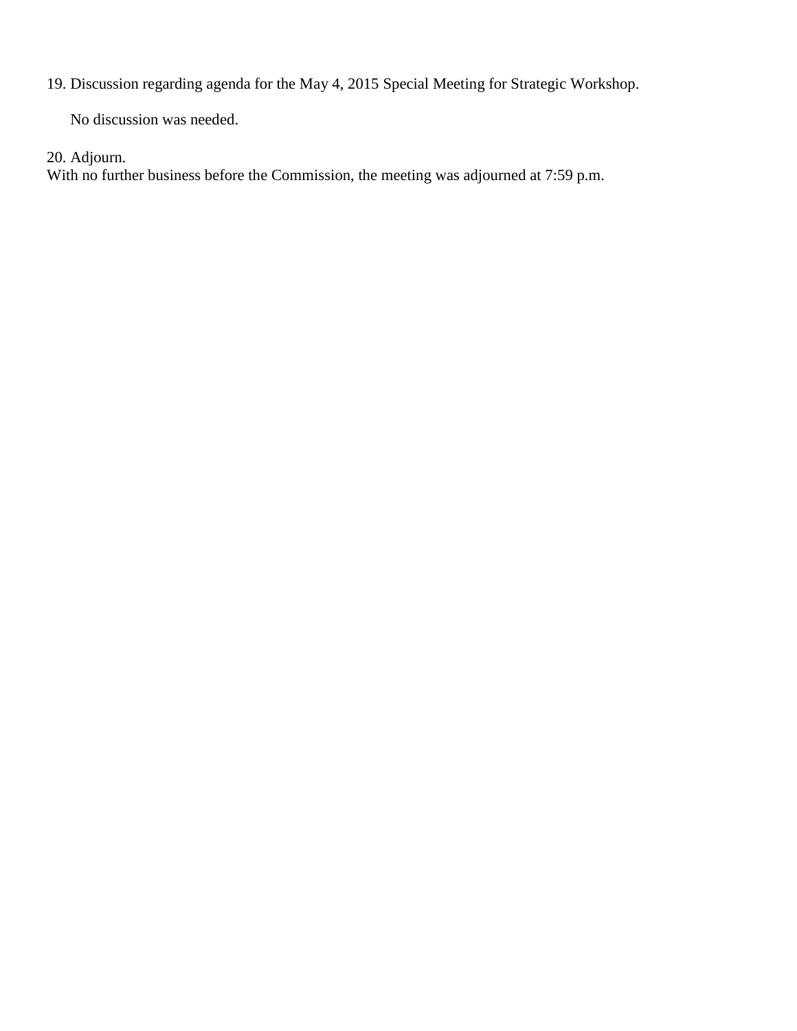19. Discussion regarding agenda for the May 4, 2015 Special Meeting for Strategic Workshop.

 No discussion was needed.

20. Adjourn.

With no further business before the Commission, the meeting was adjourned at 7:59 p.m.